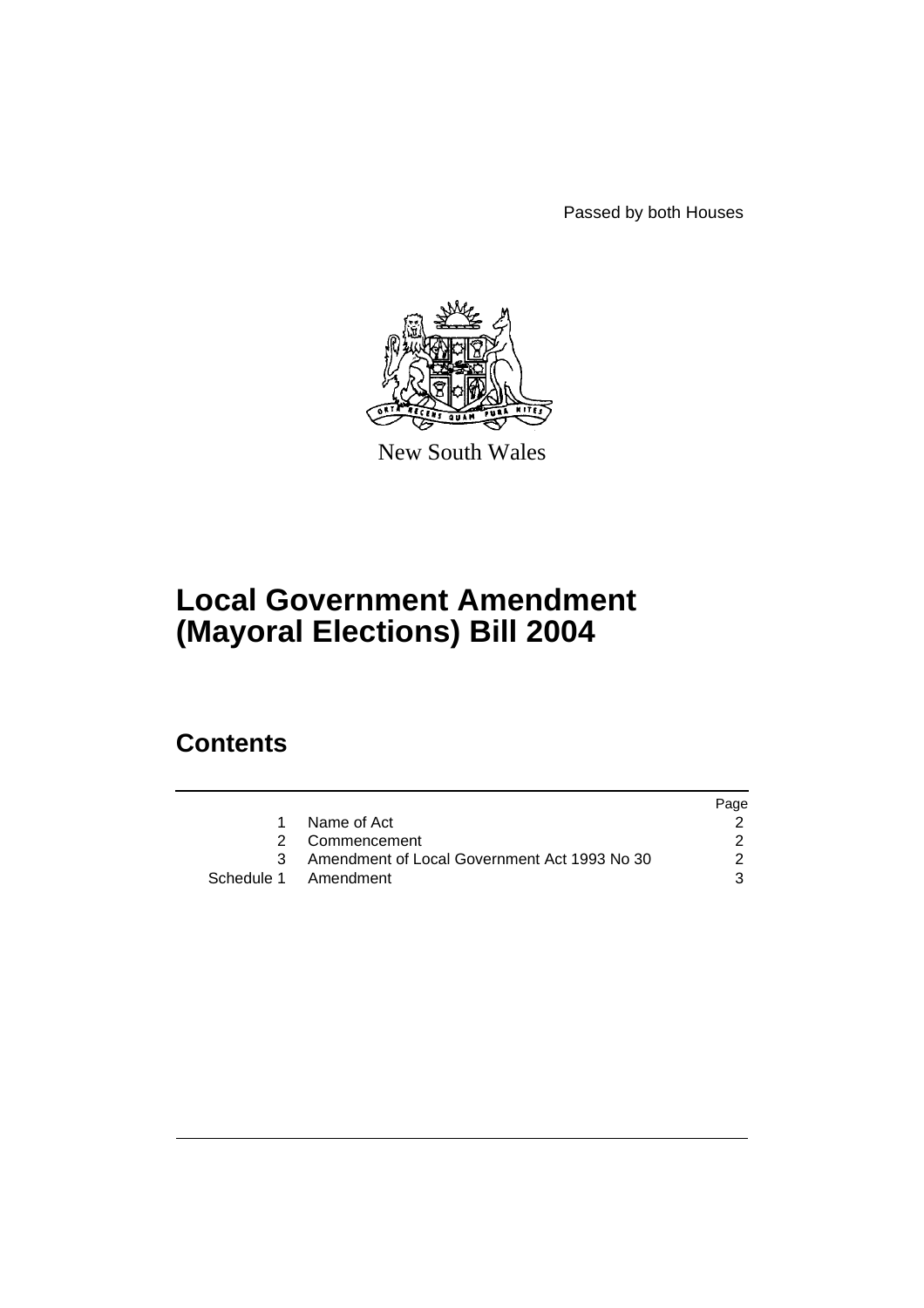Passed by both Houses

New South Wales

# Local Government Amendment (Mayoral Elections) Bill 2004

## Contents

| | | Page |
|---|---|---|
| 1 | Name of Act | 2 |
| 2 | Commencement | 2 |
| 3 | Amendment of Local Government Act 1993 No 30 | 2 |
| Schedule 1 | Amendment | 3 |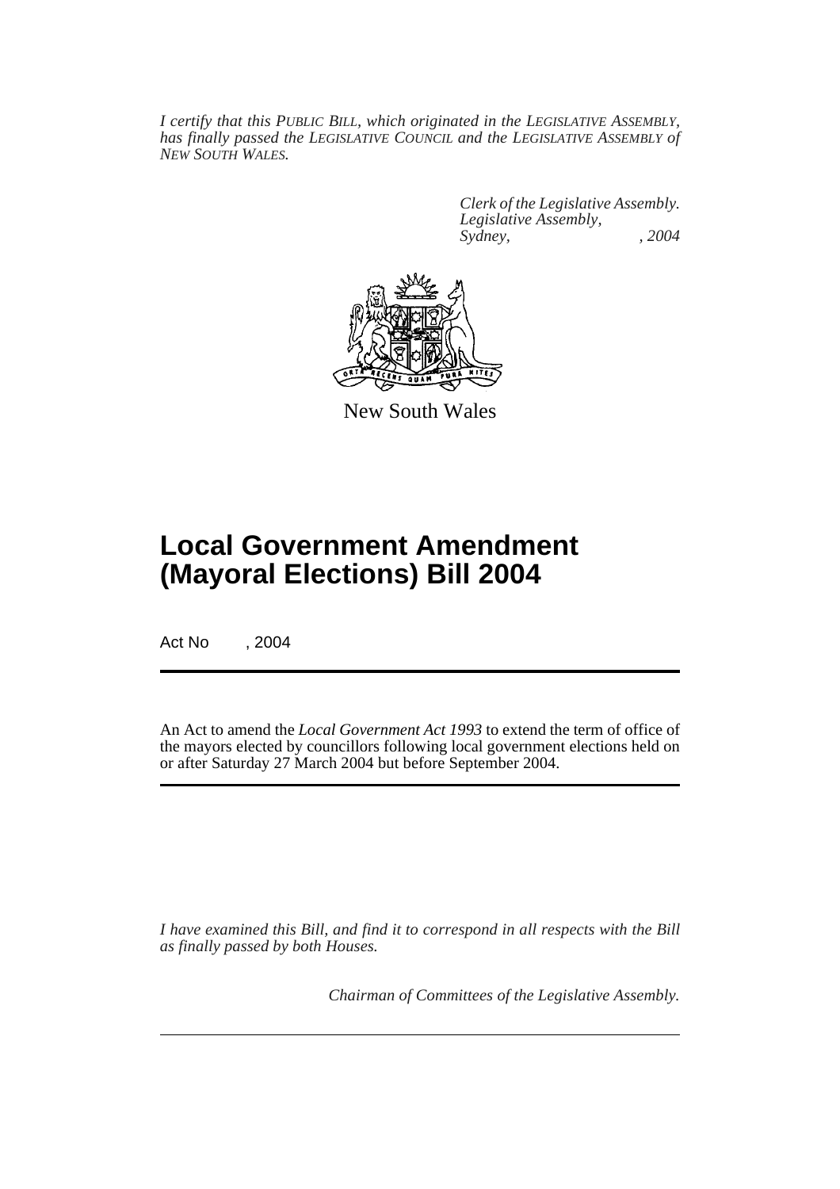*I certify that this PUBLIC BILL, which originated in the LEGISLATIVE ASSEMBLY, has finally passed the LEGISLATIVE COUNCIL and the LEGISLATIVE ASSEMBLY of NEW SOUTH WALES.*

*Clerk of the Legislative Assembly.*
*Legislative Assembly,*
*Sydney, , 2004*

New South Wales

# Local Government Amendment (Mayoral Elections) Bill 2004

Act No , 2004

An Act to amend the *Local Government Act 1993* to extend the term of office of the mayors elected by councillors following local government elections held on or after Saturday 27 March 2004 but before September 2004.

*I have examined this Bill, and find it to correspond in all respects with the Bill as finally passed by both Houses.*

*Chairman of Committees of the Legislative Assembly.*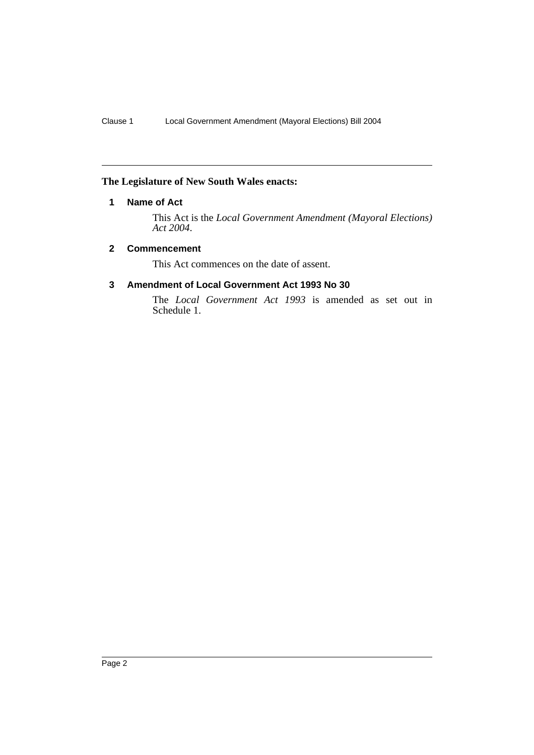**The Legislature of New South Wales enacts:**

### 1 Name of Act

This Act is the *Local Government Amendment (Mayoral Elections) Act 2004*.

### 2 Commencement

This Act commences on the date of assent.

### 3 Amendment of Local Government Act 1993 No 30

The *Local Government Act 1993* is amended as set out in Schedule 1.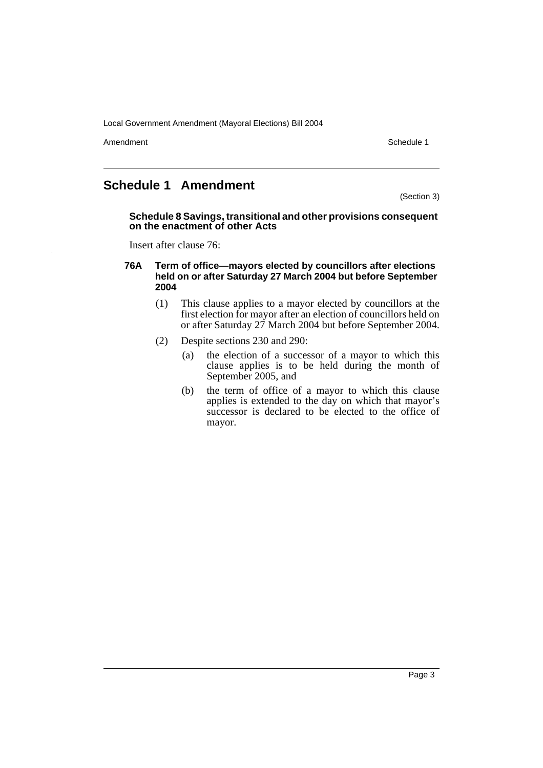## Schedule 1 Amendment

(Section 3)

### Schedule 8 Savings, transitional and other provisions consequent on the enactment of other Acts

Insert after clause 76:

#### 76A Term of office—mayors elected by councillors after elections held on or after Saturday 27 March 2004 but before September 2004

(1) This clause applies to a mayor elected by councillors at the first election for mayor after an election of councillors held on or after Saturday 27 March 2004 but before September 2004.

(2) Despite sections 230 and 290:

(a) the election of a successor of a mayor to which this clause applies is to be held during the month of September 2005, and

(b) the term of office of a mayor to which this clause applies is extended to the day on which that mayor's successor is declared to be elected to the office of mayor.